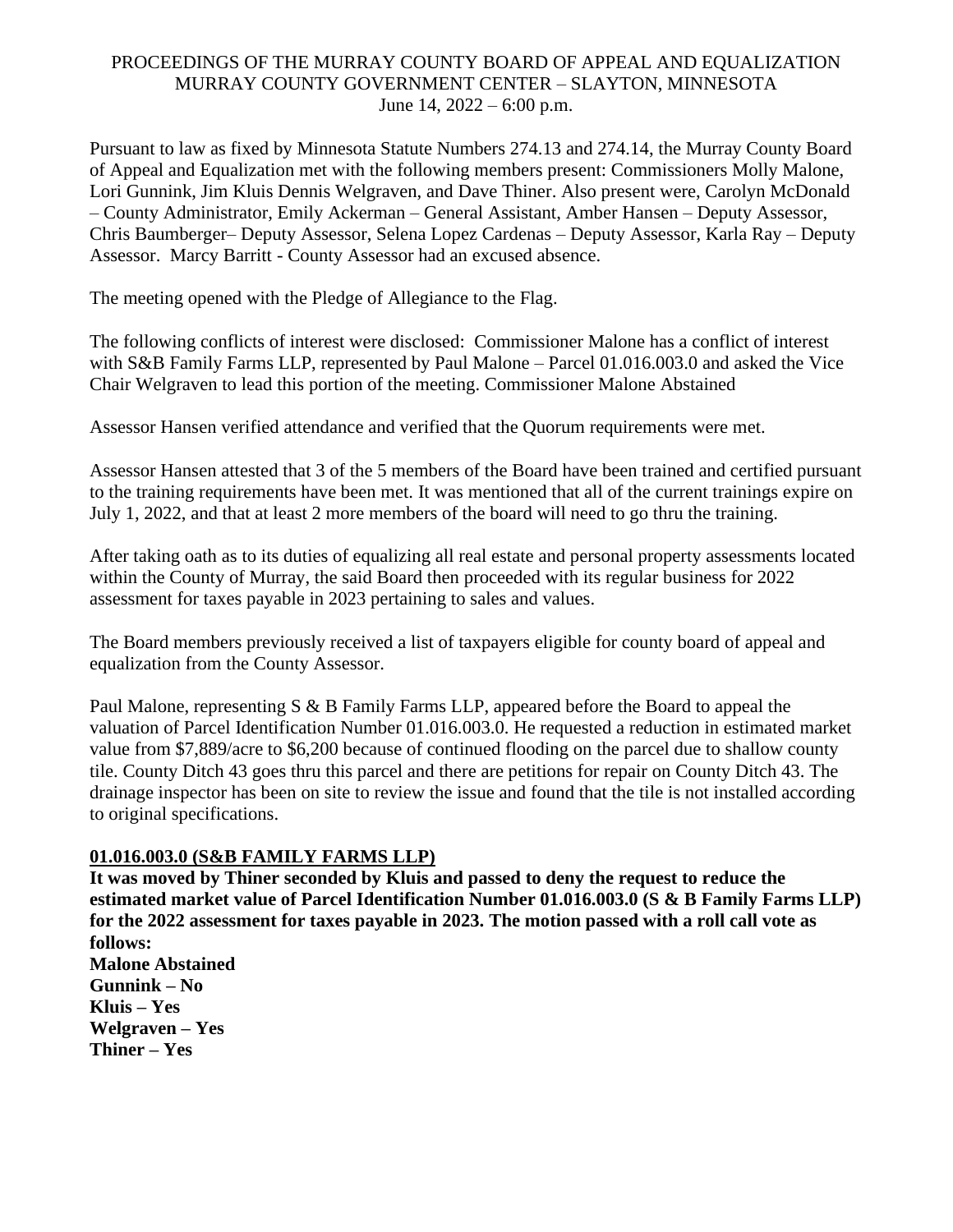PROCEEDINGS OF THE MURRAY COUNTY BOARD OF APPEAL AND EQUALIZATION
MURRAY COUNTY GOVERNMENT CENTER – SLAYTON, MINNESOTA
June 14, 2022 – 6:00 p.m.

Pursuant to law as fixed by Minnesota Statute Numbers 274.13 and 274.14, the Murray County Board of Appeal and Equalization met with the following members present: Commissioners Molly Malone, Lori Gunnink, Jim Kluis Dennis Welgraven, and Dave Thiner. Also present were, Carolyn McDonald – County Administrator, Emily Ackerman – General Assistant, Amber Hansen – Deputy Assessor, Chris Baumberger– Deputy Assessor, Selena Lopez Cardenas – Deputy Assessor, Karla Ray – Deputy Assessor. Marcy Barritt - County Assessor had an excused absence.

The meeting opened with the Pledge of Allegiance to the Flag.

The following conflicts of interest were disclosed: Commissioner Malone has a conflict of interest with S&B Family Farms LLP, represented by Paul Malone – Parcel 01.016.003.0 and asked the Vice Chair Welgraven to lead this portion of the meeting. Commissioner Malone Abstained

Assessor Hansen verified attendance and verified that the Quorum requirements were met.

Assessor Hansen attested that 3 of the 5 members of the Board have been trained and certified pursuant to the training requirements have been met. It was mentioned that all of the current trainings expire on July 1, 2022, and that at least 2 more members of the board will need to go thru the training.

After taking oath as to its duties of equalizing all real estate and personal property assessments located within the County of Murray, the said Board then proceeded with its regular business for 2022 assessment for taxes payable in 2023 pertaining to sales and values.

The Board members previously received a list of taxpayers eligible for county board of appeal and equalization from the County Assessor.

Paul Malone, representing S & B Family Farms LLP, appeared before the Board to appeal the valuation of Parcel Identification Number 01.016.003.0. He requested a reduction in estimated market value from $7,889/acre to $6,200 because of continued flooding on the parcel due to shallow county tile. County Ditch 43 goes thru this parcel and there are petitions for repair on County Ditch 43. The drainage inspector has been on site to review the issue and found that the tile is not installed according to original specifications.

**01.016.003.0 (S&B FAMILY FARMS LLP)**

**It was moved by Thiner seconded by Kluis and passed to deny the request to reduce the estimated market value of Parcel Identification Number 01.016.003.0 (S & B Family Farms LLP) for the 2022 assessment for taxes payable in 2023. The motion passed with a roll call vote as follows:**
**Malone Abstained**
**Gunnink – No**
**Kluis – Yes**
**Welgraven – Yes**
**Thiner – Yes**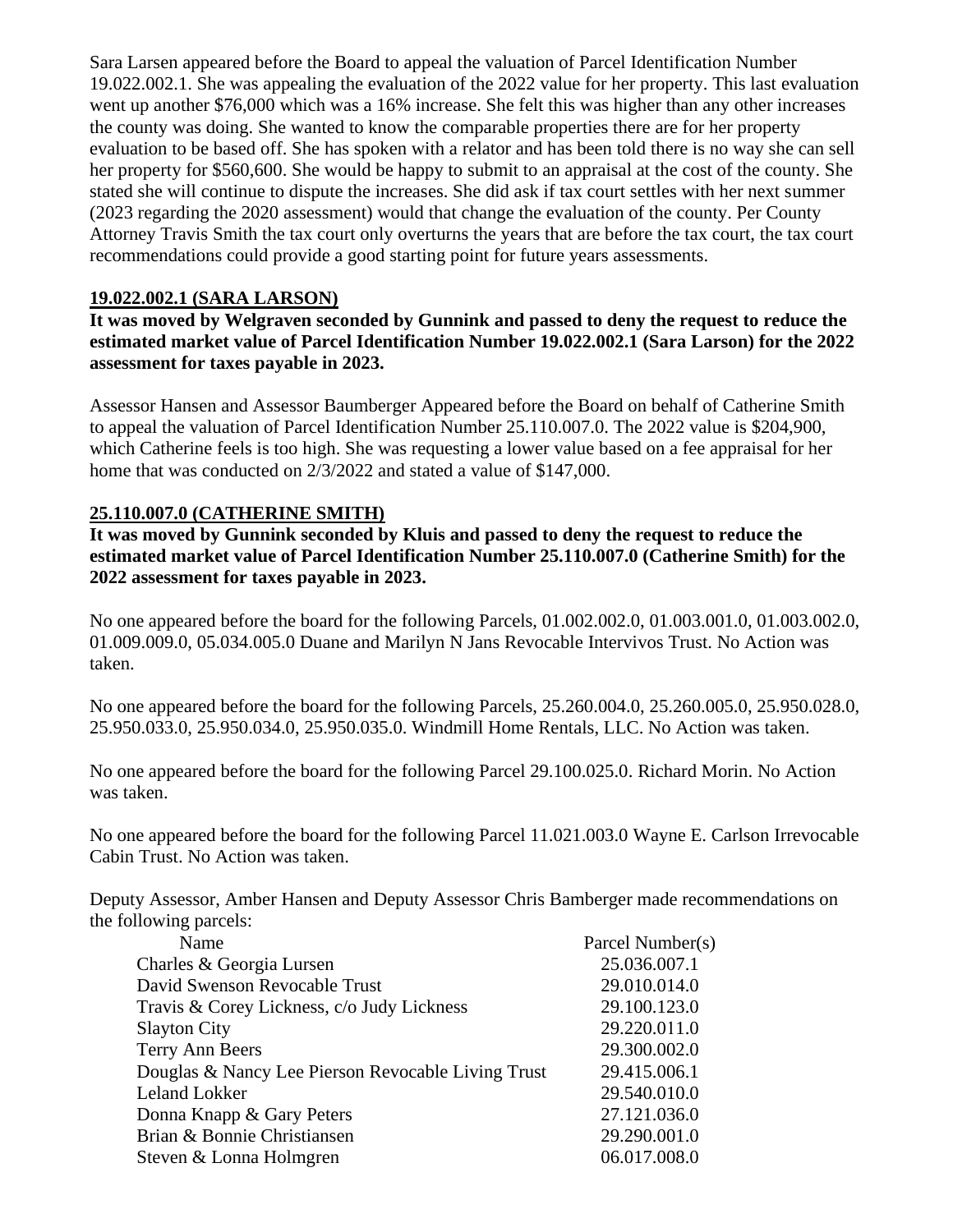Sara Larsen appeared before the Board to appeal the valuation of Parcel Identification Number 19.022.002.1. She was appealing the evaluation of the 2022 value for her property. This last evaluation went up another $76,000 which was a 16% increase. She felt this was higher than any other increases the county was doing. She wanted to know the comparable properties there are for her property evaluation to be based off. She has spoken with a relator and has been told there is no way she can sell her property for $560,600. She would be happy to submit to an appraisal at the cost of the county. She stated she will continue to dispute the increases. She did ask if tax court settles with her next summer (2023 regarding the 2020 assessment) would that change the evaluation of the county. Per County Attorney Travis Smith the tax court only overturns the years that are before the tax court, the tax court recommendations could provide a good starting point for future years assessments.

**19.022.002.1 (SARA LARSON)**

**It was moved by Welgraven seconded by Gunnink and passed to deny the request to reduce the estimated market value of Parcel Identification Number 19.022.002.1 (Sara Larson) for the 2022 assessment for taxes payable in 2023.**

Assessor Hansen and Assessor Baumberger Appeared before the Board on behalf of Catherine Smith to appeal the valuation of Parcel Identification Number 25.110.007.0. The 2022 value is $204,900, which Catherine feels is too high. She was requesting a lower value based on a fee appraisal for her home that was conducted on 2/3/2022 and stated a value of $147,000.

**25.110.007.0 (CATHERINE SMITH)**

**It was moved by Gunnink seconded by Kluis and passed to deny the request to reduce the estimated market value of Parcel Identification Number 25.110.007.0 (Catherine Smith) for the 2022 assessment for taxes payable in 2023.**

No one appeared before the board for the following Parcels, 01.002.002.0, 01.003.001.0, 01.003.002.0, 01.009.009.0, 05.034.005.0 Duane and Marilyn N Jans Revocable Intervivos Trust. No Action was taken.

No one appeared before the board for the following Parcels, 25.260.004.0, 25.260.005.0, 25.950.028.0, 25.950.033.0, 25.950.034.0, 25.950.035.0. Windmill Home Rentals, LLC. No Action was taken.

No one appeared before the board for the following Parcel 29.100.025.0. Richard Morin. No Action was taken.

No one appeared before the board for the following Parcel 11.021.003.0 Wayne E. Carlson Irrevocable Cabin Trust. No Action was taken.

Deputy Assessor, Amber Hansen and Deputy Assessor Chris Bamberger made recommendations on the following parcels:

| Name | Parcel Number(s) |
|---|---|
| Charles & Georgia Lursen | 25.036.007.1 |
| David Swenson Revocable Trust | 29.010.014.0 |
| Travis & Corey Lickness, c/o Judy Lickness | 29.100.123.0 |
| Slayton City | 29.220.011.0 |
| Terry Ann Beers | 29.300.002.0 |
| Douglas & Nancy Lee Pierson Revocable Living Trust | 29.415.006.1 |
| Leland Lokker | 29.540.010.0 |
| Donna Knapp & Gary Peters | 27.121.036.0 |
| Brian & Bonnie Christiansen | 29.290.001.0 |
| Steven & Lonna Holmgren | 06.017.008.0 |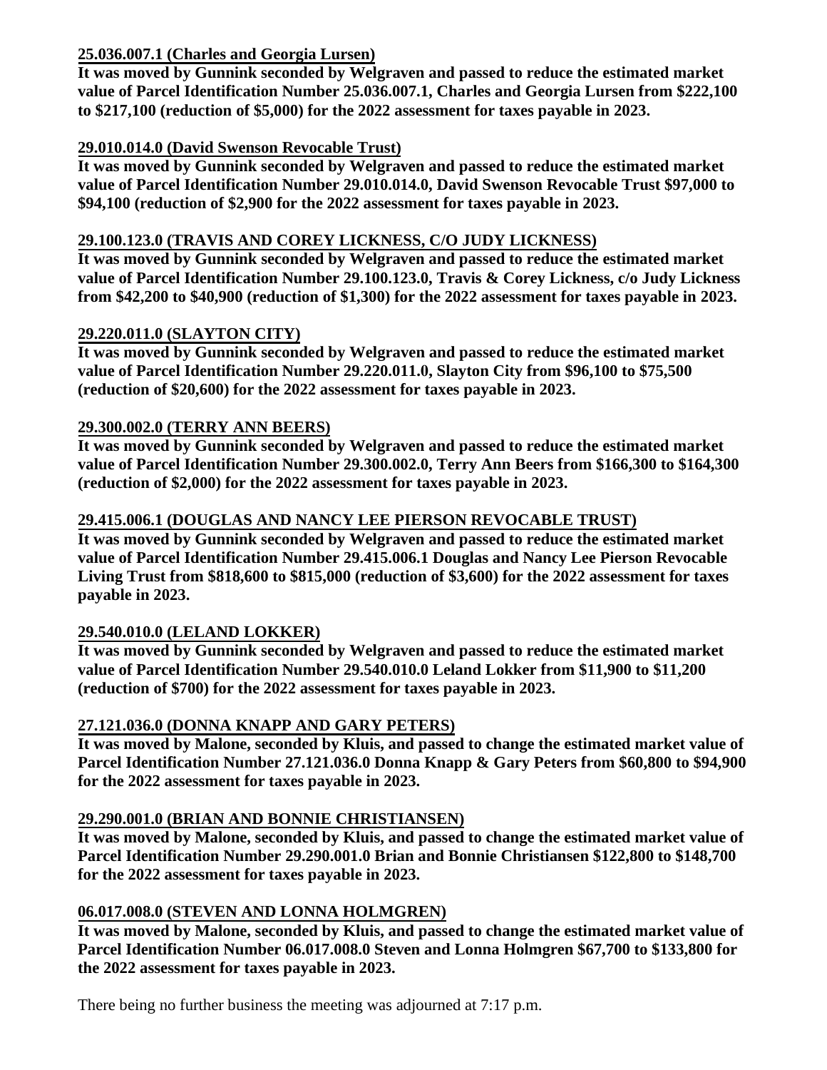**25.036.007.1 (Charles and Georgia Lursen)**

**It was moved by Gunnink seconded by Welgraven and passed to reduce the estimated market value of Parcel Identification Number 25.036.007.1, Charles and Georgia Lursen from $222,100 to $217,100 (reduction of $5,000) for the 2022 assessment for taxes payable in 2023.**

**29.010.014.0 (David Swenson Revocable Trust)**

**It was moved by Gunnink seconded by Welgraven and passed to reduce the estimated market value of Parcel Identification Number 29.010.014.0, David Swenson Revocable Trust $97,000 to $94,100 (reduction of $2,900 for the 2022 assessment for taxes payable in 2023.**

**29.100.123.0 (TRAVIS AND COREY LICKNESS, C/O JUDY LICKNESS)**

**It was moved by Gunnink seconded by Welgraven and passed to reduce the estimated market value of Parcel Identification Number 29.100.123.0, Travis & Corey Lickness, c/o Judy Lickness from $42,200 to $40,900 (reduction of $1,300) for the 2022 assessment for taxes payable in 2023.**

**29.220.011.0 (SLAYTON CITY)**

**It was moved by Gunnink seconded by Welgraven and passed to reduce the estimated market value of Parcel Identification Number 29.220.011.0, Slayton City from $96,100 to $75,500 (reduction of $20,600) for the 2022 assessment for taxes payable in 2023.**

**29.300.002.0 (TERRY ANN BEERS)**

**It was moved by Gunnink seconded by Welgraven and passed to reduce the estimated market value of Parcel Identification Number 29.300.002.0, Terry Ann Beers from $166,300 to $164,300 (reduction of $2,000) for the 2022 assessment for taxes payable in 2023.**

**29.415.006.1 (DOUGLAS AND NANCY LEE PIERSON REVOCABLE TRUST)**

**It was moved by Gunnink seconded by Welgraven and passed to reduce the estimated market value of Parcel Identification Number 29.415.006.1 Douglas and Nancy Lee Pierson Revocable Living Trust from $818,600 to $815,000 (reduction of $3,600) for the 2022 assessment for taxes payable in 2023.**

**29.540.010.0 (LELAND LOKKER)**

**It was moved by Gunnink seconded by Welgraven and passed to reduce the estimated market value of Parcel Identification Number 29.540.010.0 Leland Lokker from $11,900 to $11,200 (reduction of $700) for the 2022 assessment for taxes payable in 2023.**

**27.121.036.0 (DONNA KNAPP AND GARY PETERS)**

**It was moved by Malone, seconded by Kluis, and passed to change the estimated market value of Parcel Identification Number 27.121.036.0 Donna Knapp & Gary Peters from $60,800 to $94,900 for the 2022 assessment for taxes payable in 2023.**

**29.290.001.0 (BRIAN AND BONNIE CHRISTIANSEN)**

**It was moved by Malone, seconded by Kluis, and passed to change the estimated market value of Parcel Identification Number 29.290.001.0 Brian and Bonnie Christiansen $122,800 to $148,700 for the 2022 assessment for taxes payable in 2023.**

**06.017.008.0 (STEVEN AND LONNA HOLMGREN)**

**It was moved by Malone, seconded by Kluis, and passed to change the estimated market value of Parcel Identification Number 06.017.008.0 Steven and Lonna Holmgren $67,700 to $133,800 for the 2022 assessment for taxes payable in 2023.**

There being no further business the meeting was adjourned at 7:17 p.m.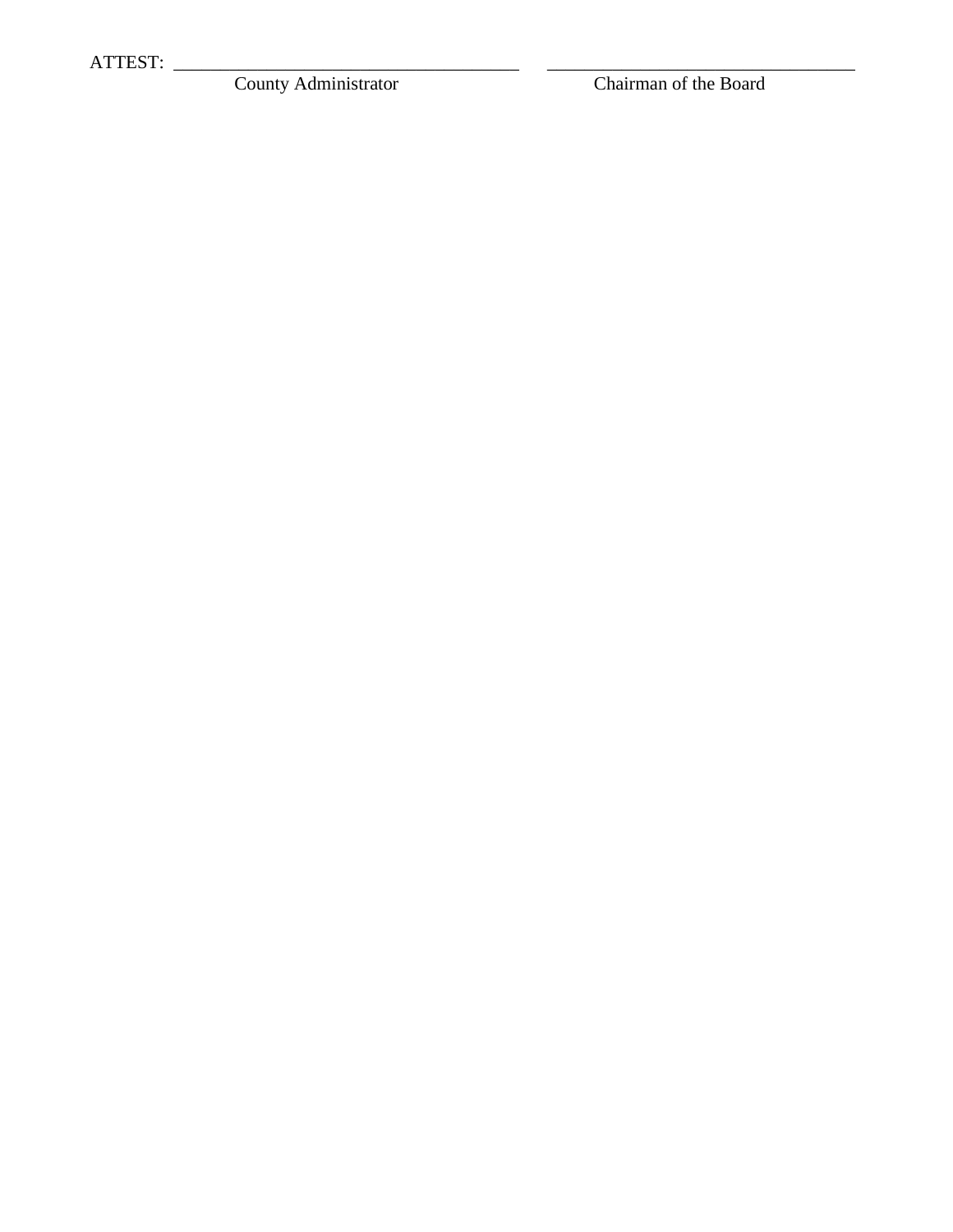ATTEST: ______________________________________ ______________________________________

County Administrator Chairman of the Board